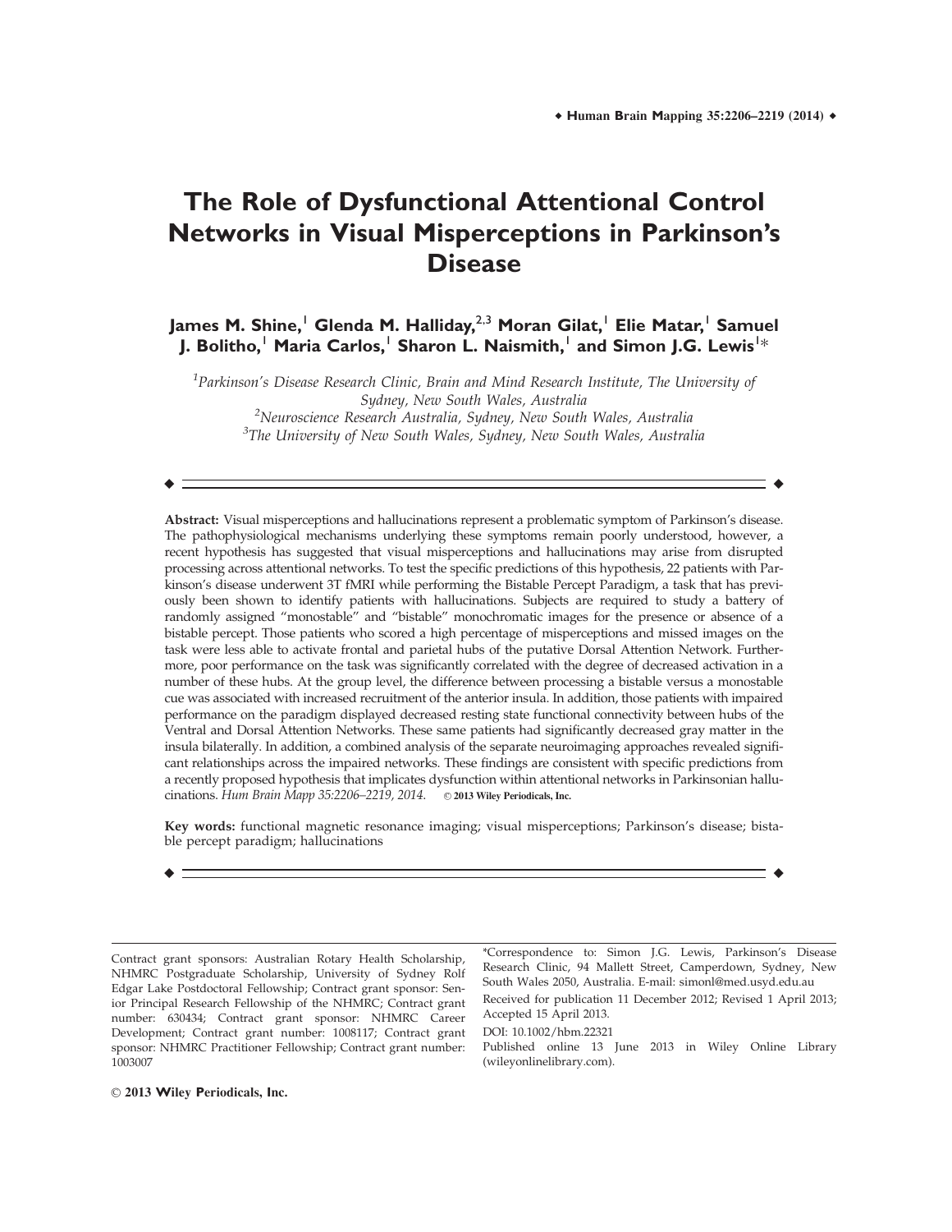# The Role of Dysfunctional Attentional Control Networks in Visual Misperceptions in Parkinson's Disease

**James M. Shine,[1] Glenda M. Halliday,[2,3] Moran Gilat,[1] Elie Matar,[1] Samuel J. Bolitho,[1] Maria Carlos,[1] Sharon L. Naismith,[1] and Simon J.G. Lewis[1]***

[1]*Parkinson's Disease Research Clinic, Brain and Mind Research Institute, The University of Sydney, New South Wales, Australia*
[2]*Neuroscience Research Australia, Sydney, New South Wales, Australia*
[3]*The University of New South Wales, Sydney, New South Wales, Australia*

**Abstract:** Visual misperceptions and hallucinations represent a problematic symptom of Parkinson's disease. The pathophysiological mechanisms underlying these symptoms remain poorly understood, however, a recent hypothesis has suggested that visual misperceptions and hallucinations may arise from disrupted processing across attentional networks. To test the specific predictions of this hypothesis, 22 patients with Parkinson's disease underwent 3T fMRI while performing the Bistable Percept Paradigm, a task that has previously been shown to identify patients with hallucinations. Subjects are required to study a battery of randomly assigned "monostable" and "bistable" monochromatic images for the presence or absence of a bistable percept. Those patients who scored a high percentage of misperceptions and missed images on the task were less able to activate frontal and parietal hubs of the putative Dorsal Attention Network. Furthermore, poor performance on the task was significantly correlated with the degree of decreased activation in a number of these hubs. At the group level, the difference between processing a bistable versus a monostable cue was associated with increased recruitment of the anterior insula. In addition, those patients with impaired performance on the paradigm displayed decreased resting state functional connectivity between hubs of the Ventral and Dorsal Attention Networks. These same patients had significantly decreased gray matter in the insula bilaterally. In addition, a combined analysis of the separate neuroimaging approaches revealed significant relationships across the impaired networks. These findings are consistent with specific predictions from a recently proposed hypothesis that implicates dysfunction within attentional networks in Parkinsonian hallucinations. *Hum Brain Mapp 35:2206–2219, 2014.* © **2013 Wiley Periodicals, Inc.**

**Key words:** functional magnetic resonance imaging; visual misperceptions; Parkinson's disease; bistable percept paradigm; hallucinations

---

Contract grant sponsors: Australian Rotary Health Scholarship, NHMRC Postgraduate Scholarship, University of Sydney Rolf Edgar Lake Postdoctoral Fellowship; Contract grant sponsor: Senior Principal Research Fellowship of the NHMRC; Contract grant number: 630434; Contract grant sponsor: NHMRC Career Development; Contract grant number: 1008117; Contract grant sponsor: NHMRC Practitioner Fellowship; Contract grant number: 1003007

*Correspondence to: Simon J.G. Lewis, Parkinson's Disease Research Clinic, 94 Mallett Street, Camperdown, Sydney, New South Wales 2050, Australia. E-mail: simonl@med.usyd.edu.au

Received for publication 11 December 2012; Revised 1 April 2013; Accepted 15 April 2013.

DOI: 10.1002/hbm.22321

Published online 13 June 2013 in Wiley Online Library (wileyonlinelibrary.com).

© **2013 Wiley Periodicals, Inc.**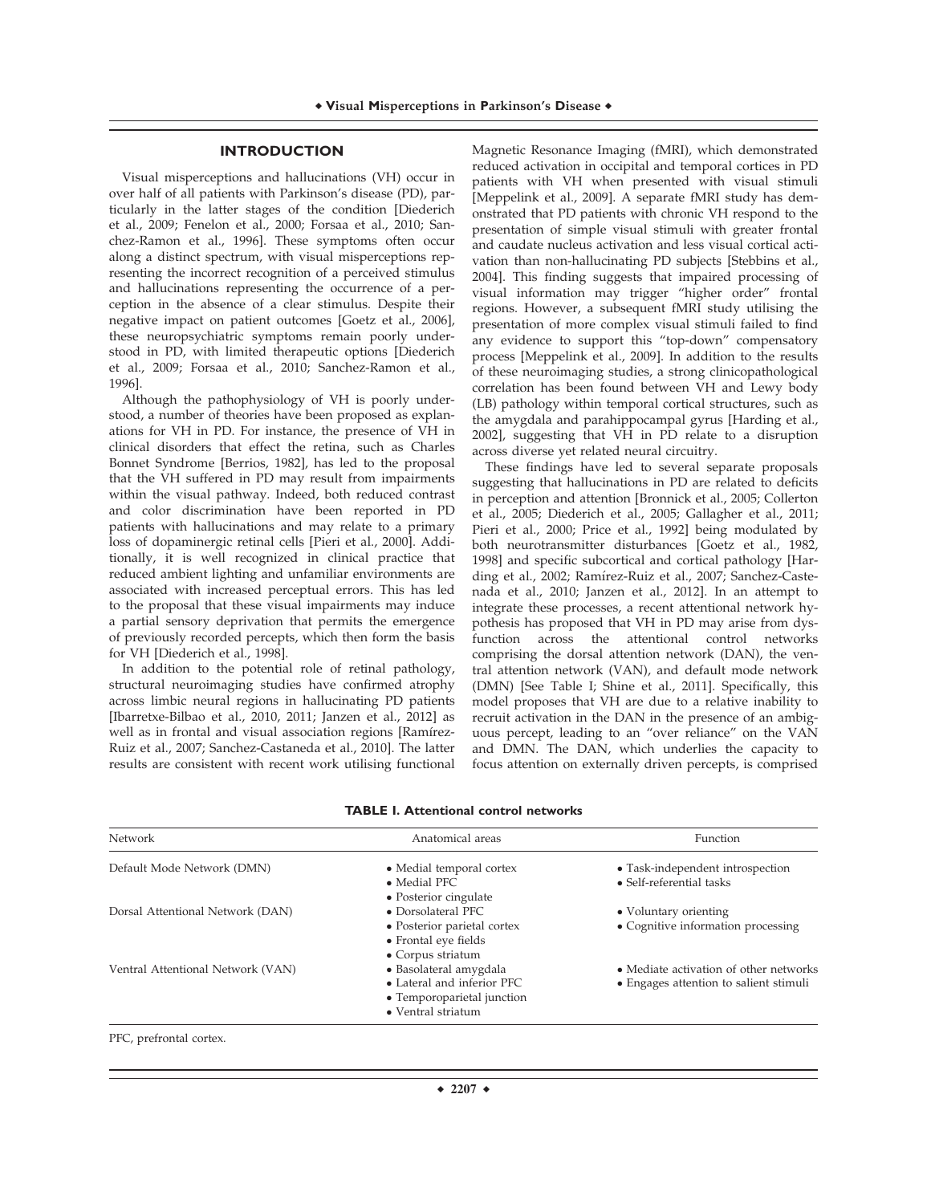## INTRODUCTION

Visual misperceptions and hallucinations (VH) occur in over half of all patients with Parkinson's disease (PD), particularly in the latter stages of the condition [Diederich et al., 2009; Fenelon et al., 2000; Forsaa et al., 2010; Sanchez-Ramon et al., 1996]. These symptoms often occur along a distinct spectrum, with visual misperceptions representing the incorrect recognition of a perceived stimulus and hallucinations representing the occurrence of a perception in the absence of a clear stimulus. Despite their negative impact on patient outcomes [Goetz et al., 2006], these neuropsychiatric symptoms remain poorly understood in PD, with limited therapeutic options [Diederich et al., 2009; Forsaa et al., 2010; Sanchez-Ramon et al., 1996].

Although the pathophysiology of VH is poorly understood, a number of theories have been proposed as explanations for VH in PD. For instance, the presence of VH in clinical disorders that effect the retina, such as Charles Bonnet Syndrome [Berrios, 1982], has led to the proposal that the VH suffered in PD may result from impairments within the visual pathway. Indeed, both reduced contrast and color discrimination have been reported in PD patients with hallucinations and may relate to a primary loss of dopaminergic retinal cells [Pieri et al., 2000]. Additionally, it is well recognized in clinical practice that reduced ambient lighting and unfamiliar environments are associated with increased perceptual errors. This has led to the proposal that these visual impairments may induce a partial sensory deprivation that permits the emergence of previously recorded percepts, which then form the basis for VH [Diederich et al., 1998].

In addition to the potential role of retinal pathology, structural neuroimaging studies have confirmed atrophy across limbic neural regions in hallucinating PD patients [Ibarretxe-Bilbao et al., 2010, 2011; Janzen et al., 2012] as well as in frontal and visual association regions [Ramírez-Ruiz et al., 2007; Sanchez-Castaneda et al., 2010]. The latter results are consistent with recent work utilising functional Magnetic Resonance Imaging (fMRI), which demonstrated reduced activation in occipital and temporal cortices in PD patients with VH when presented with visual stimuli [Meppelink et al., 2009]. A separate fMRI study has demonstrated that PD patients with chronic VH respond to the presentation of simple visual stimuli with greater frontal and caudate nucleus activation and less visual cortical activation than non-hallucinating PD subjects [Stebbins et al., 2004]. This finding suggests that impaired processing of visual information may trigger "higher order" frontal regions. However, a subsequent fMRI study utilising the presentation of more complex visual stimuli failed to find any evidence to support this "top-down" compensatory process [Meppelink et al., 2009]. In addition to the results of these neuroimaging studies, a strong clinicopathological correlation has been found between VH and Lewy body (LB) pathology within temporal cortical structures, such as the amygdala and parahippocampal gyrus [Harding et al., 2002], suggesting that VH in PD relate to a disruption across diverse yet related neural circuitry.

These findings have led to several separate proposals suggesting that hallucinations in PD are related to deficits in perception and attention [Bronnick et al., 2005; Collerton et al., 2005; Diederich et al., 2005; Gallagher et al., 2011; Pieri et al., 2000; Price et al., 1992] being modulated by both neurotransmitter disturbances [Goetz et al., 1982, 1998] and specific subcortical and cortical pathology [Harding et al., 2002; Ramírez-Ruiz et al., 2007; Sanchez-Castenada et al., 2010; Janzen et al., 2012]. In an attempt to integrate these processes, a recent attentional network hypothesis has proposed that VH in PD may arise from dysfunction across the attentional control networks comprising the dorsal attention network (DAN), the ventral attention network (VAN), and default mode network (DMN) [See Table I; Shine et al., 2011]. Specifically, this model proposes that VH are due to a relative inability to recruit activation in the DAN in the presence of an ambiguous percept, leading to an "over reliance" on the VAN and DMN. The DAN, which underlies the capacity to focus attention on externally driven percepts, is comprised

**TABLE I. Attentional control networks**

| Network | Anatomical areas | Function |
|---|---|---|
| Default Mode Network (DMN) | • Medial temporal cortex<br>• Medial PFC<br>• Posterior cingulate | • Task-independent introspection<br>• Self-referential tasks |
| Dorsal Attentional Network (DAN) | • Dorsolateral PFC<br>• Posterior parietal cortex<br>• Frontal eye fields<br>• Corpus striatum | • Voluntary orienting<br>• Cognitive information processing |
| Ventral Attentional Network (VAN) | • Basolateral amygdala<br>• Lateral and inferior PFC<br>• Temporoparietal junction<br>• Ventral striatum | • Mediate activation of other networks<br>• Engages attention to salient stimuli |

PFC, prefrontal cortex.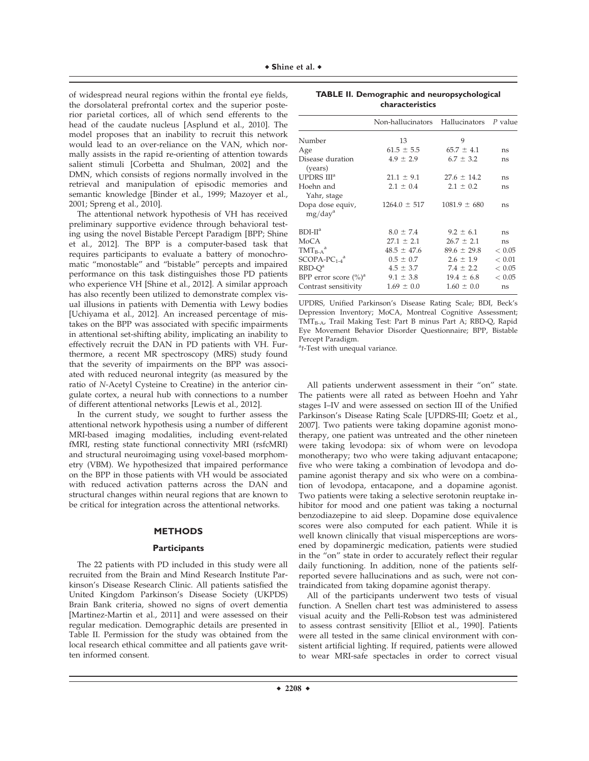of widespread neural regions within the frontal eye fields, the dorsolateral prefrontal cortex and the superior posterior parietal cortices, all of which send efferents to the head of the caudate nucleus [Asplund et al., 2010]. The model proposes that an inability to recruit this network would lead to an over-reliance on the VAN, which normally assists in the rapid re-orienting of attention towards salient stimuli [Corbetta and Shulman, 2002] and the DMN, which consists of regions normally involved in the retrieval and manipulation of episodic memories and semantic knowledge [Binder et al., 1999; Mazoyer et al., 2001; Spreng et al., 2010].

The attentional network hypothesis of VH has received preliminary supportive evidence through behavioral testing using the novel Bistable Percept Paradigm [BPP; Shine et al., 2012]. The BPP is a computer-based task that requires participants to evaluate a battery of monochromatic "monostable" and "bistable" percepts and impaired performance on this task distinguishes those PD patients who experience VH [Shine et al., 2012]. A similar approach has also recently been utilized to demonstrate complex visual illusions in patients with Dementia with Lewy bodies [Uchiyama et al., 2012]. An increased percentage of mistakes on the BPP was associated with specific impairments in attentional set-shifting ability, implicating an inability to effectively recruit the DAN in PD patients with VH. Furthermore, a recent MR spectroscopy (MRS) study found that the severity of impairments on the BPP was associated with reduced neuronal integrity (as measured by the ratio of *N*-Acetyl Cysteine to Creatine) in the anterior cingulate cortex, a neural hub with connections to a number of different attentional networks [Lewis et al., 2012].

In the current study, we sought to further assess the attentional network hypothesis using a number of different MRI-based imaging modalities, including event-related fMRI, resting state functional connectivity MRI (rsfcMRI) and structural neuroimaging using voxel-based morphometry (VBM). We hypothesized that impaired performance on the BPP in those patients with VH would be associated with reduced activation patterns across the DAN and structural changes within neural regions that are known to be critical for integration across the attentional networks.

## METHODS

### Participants

The 22 patients with PD included in this study were all recruited from the Brain and Mind Research Institute Parkinson's Disease Research Clinic. All patients satisfied the United Kingdom Parkinson's Disease Society (UKPDS) Brain Bank criteria, showed no signs of overt dementia [Martinez-Martin et al., 2011] and were assessed on their regular medication. Demographic details are presented in Table II. Permission for the study was obtained from the local research ethical committee and all patients gave written informed consent.

**TABLE II. Demographic and neuropsychological characteristics**

| | Non-hallucinators | Hallucinators | *P* value |
|---|---|---|---|
| Number | 13 | 9 | |
| Age | 61.5 ± 5.5 | 65.7 ± 4.1 | ns |
| Disease duration (years) | 4.9 ± 2.9 | 6.7 ± 3.2 | ns |
| UPDRS III[a] | 21.1 ± 9.1 | 27.6 ± 14.2 | ns |
| Hoehn and Yahr, stage | 2.1 ± 0.4 | 2.1 ± 0.2 | ns |
| Dopa dose equiv, mg/day[a] | 1264.0 ± 517 | 1081.9 ± 680 | ns |
| BDI-II[a] | 8.0 ± 7.4 | 9.2 ± 6.1 | ns |
| MoCA | 27.1 ± 2.1 | 26.7 ± 2.1 | ns |
| $TMT_{B\text{-}A}$[a] | 48.5 ± 47.6 | 89.6 ± 29.8 | < 0.05 |
| $SCOPA\text{-}PC_{1\text{-}4}$[a] | 0.5 ± 0.7 | 2.6 ± 1.9 | < 0.01 |
| RBD-Q[a] | 4.5 ± 3.7 | 7.4 ± 2.2 | < 0.05 |
| BPP error score (%)[a] | 9.1 ± 3.8 | 19.4 ± 6.8 | < 0.05 |
| Contrast sensitivity | 1.69 ± 0.0 | 1.60 ± 0.0 | ns |

UPDRS, Unified Parkinson's Disease Rating Scale; BDI, Beck's Depression Inventory; MoCA, Montreal Cognitive Assessment; $TMT_{B\text{-}A}$, Trail Making Test: Part B minus Part A; RBD-Q, Rapid Eye Movement Behavior Disorder Questionnaire; BPP, Bistable Percept Paradigm.

[a]*t*-Test with unequal variance.

All patients underwent assessment in their "on" state. The patients were all rated as between Hoehn and Yahr stages I–IV and were assessed on section III of the Unified Parkinson's Disease Rating Scale [UPDRS-III; Goetz et al., 2007]. Two patients were taking dopamine agonist monotherapy, one patient was untreated and the other nineteen were taking levodopa: six of whom were on levodopa monotherapy; two who were taking adjuvant entacapone; five who were taking a combination of levodopa and dopamine agonist therapy and six who were on a combination of levodopa, entacapone, and a dopamine agonist. Two patients were taking a selective serotonin reuptake inhibitor for mood and one patient was taking a nocturnal benzodiazepine to aid sleep. Dopamine dose equivalence scores were also computed for each patient. While it is well known clinically that visual misperceptions are worsened by dopaminergic medication, patients were studied in the "on" state in order to accurately reflect their regular daily functioning. In addition, none of the patients self-reported severe hallucinations and as such, were not contraindicated from taking dopamine agonist therapy.

All of the participants underwent two tests of visual function. A Snellen chart test was administered to assess visual acuity and the Pelli-Robson test was administered to assess contrast sensitivity [Elliot et al., 1990]. Patients were all tested in the same clinical environment with consistent artificial lighting. If required, patients were allowed to wear MRI-safe spectacles in order to correct visual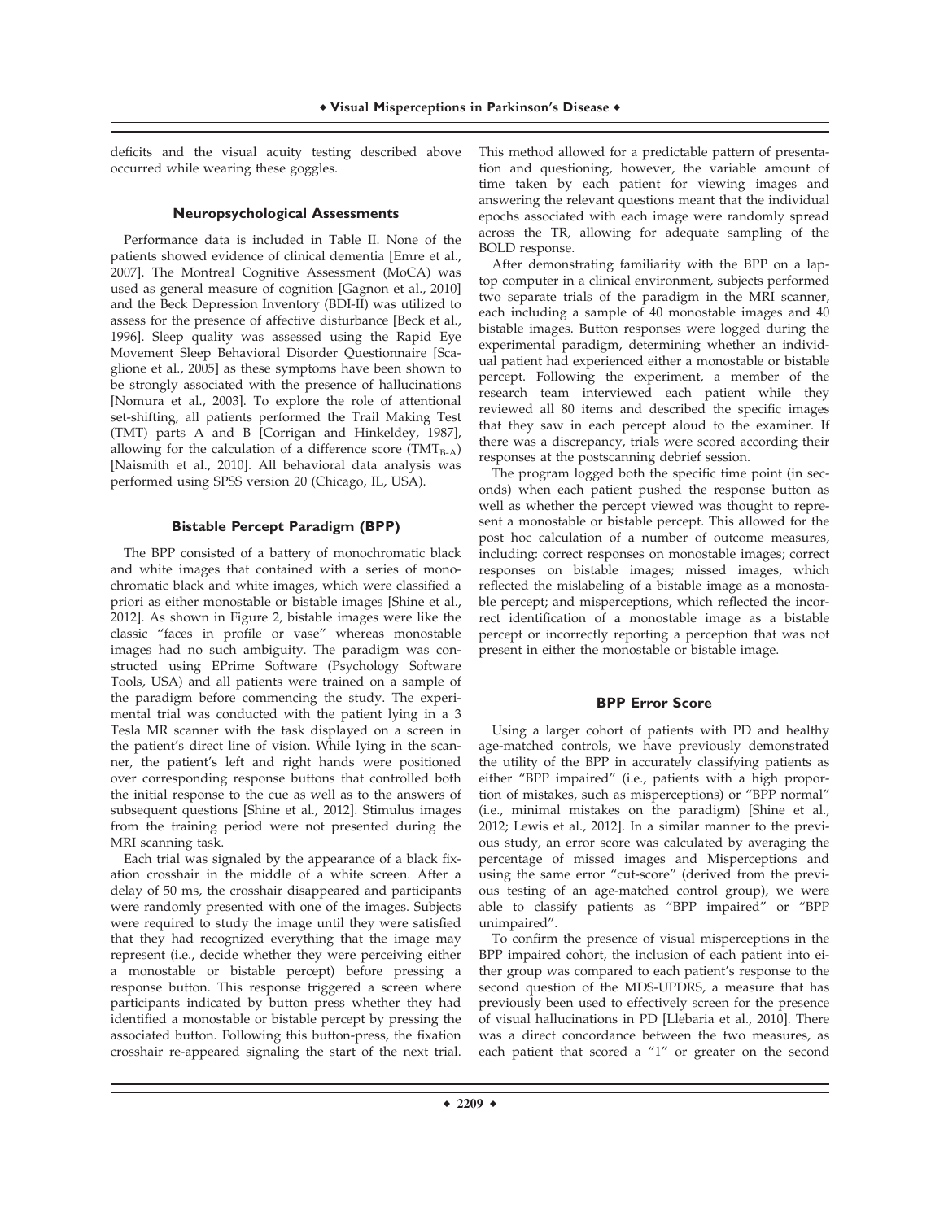deficits and the visual acuity testing described above occurred while wearing these goggles.

### Neuropsychological Assessments

Performance data is included in Table II. None of the patients showed evidence of clinical dementia [Emre et al., 2007]. The Montreal Cognitive Assessment (MoCA) was used as general measure of cognition [Gagnon et al., 2010] and the Beck Depression Inventory (BDI-II) was utilized to assess for the presence of affective disturbance [Beck et al., 1996]. Sleep quality was assessed using the Rapid Eye Movement Sleep Behavioral Disorder Questionnaire [Scaglione et al., 2005] as these symptoms have been shown to be strongly associated with the presence of hallucinations [Nomura et al., 2003]. To explore the role of attentional set-shifting, all patients performed the Trail Making Test (TMT) parts A and B [Corrigan and Hinkeldey, 1987], allowing for the calculation of a difference score ($TMT_{B-A}$) [Naismith et al., 2010]. All behavioral data analysis was performed using SPSS version 20 (Chicago, IL, USA).

### Bistable Percept Paradigm (BPP)

The BPP consisted of a battery of monochromatic black and white images that contained with a series of monochromatic black and white images, which were classified a priori as either monostable or bistable images [Shine et al., 2012]. As shown in Figure 2, bistable images were like the classic "faces in profile or vase" whereas monostable images had no such ambiguity. The paradigm was constructed using EPrime Software (Psychology Software Tools, USA) and all patients were trained on a sample of the paradigm before commencing the study. The experimental trial was conducted with the patient lying in a 3 Tesla MR scanner with the task displayed on a screen in the patient's direct line of vision. While lying in the scanner, the patient's left and right hands were positioned over corresponding response buttons that controlled both the initial response to the cue as well as to the answers of subsequent questions [Shine et al., 2012]. Stimulus images from the training period were not presented during the MRI scanning task.

Each trial was signaled by the appearance of a black fixation crosshair in the middle of a white screen. After a delay of 50 ms, the crosshair disappeared and participants were randomly presented with one of the images. Subjects were required to study the image until they were satisfied that they had recognized everything that the image may represent (i.e., decide whether they were perceiving either a monostable or bistable percept) before pressing a response button. This response triggered a screen where participants indicated by button press whether they had identified a monostable or bistable percept by pressing the associated button. Following this button-press, the fixation crosshair re-appeared signaling the start of the next trial. This method allowed for a predictable pattern of presentation and questioning, however, the variable amount of time taken by each patient for viewing images and answering the relevant questions meant that the individual epochs associated with each image were randomly spread across the TR, allowing for adequate sampling of the BOLD response.

After demonstrating familiarity with the BPP on a laptop computer in a clinical environment, subjects performed two separate trials of the paradigm in the MRI scanner, each including a sample of 40 monostable images and 40 bistable images. Button responses were logged during the experimental paradigm, determining whether an individual patient had experienced either a monostable or bistable percept. Following the experiment, a member of the research team interviewed each patient while they reviewed all 80 items and described the specific images that they saw in each percept aloud to the examiner. If there was a discrepancy, trials were scored according their responses at the postscanning debrief session.

The program logged both the specific time point (in seconds) when each patient pushed the response button as well as whether the percept viewed was thought to represent a monostable or bistable percept. This allowed for the post hoc calculation of a number of outcome measures, including: correct responses on monostable images; correct responses on bistable images; missed images, which reflected the mislabeling of a bistable image as a monostable percept; and misperceptions, which reflected the incorrect identification of a monostable image as a bistable percept or incorrectly reporting a perception that was not present in either the monostable or bistable image.

### BPP Error Score

Using a larger cohort of patients with PD and healthy age-matched controls, we have previously demonstrated the utility of the BPP in accurately classifying patients as either "BPP impaired" (i.e., patients with a high proportion of mistakes, such as misperceptions) or "BPP normal" (i.e., minimal mistakes on the paradigm) [Shine et al., 2012; Lewis et al., 2012]. In a similar manner to the previous study, an error score was calculated by averaging the percentage of missed images and Misperceptions and using the same error "cut-score" (derived from the previous testing of an age-matched control group), we were able to classify patients as "BPP impaired" or "BPP unimpaired".

To confirm the presence of visual misperceptions in the BPP impaired cohort, the inclusion of each patient into either group was compared to each patient's response to the second question of the MDS-UPDRS, a measure that has previously been used to effectively screen for the presence of visual hallucinations in PD [Llebaria et al., 2010]. There was a direct concordance between the two measures, as each patient that scored a "1" or greater on the second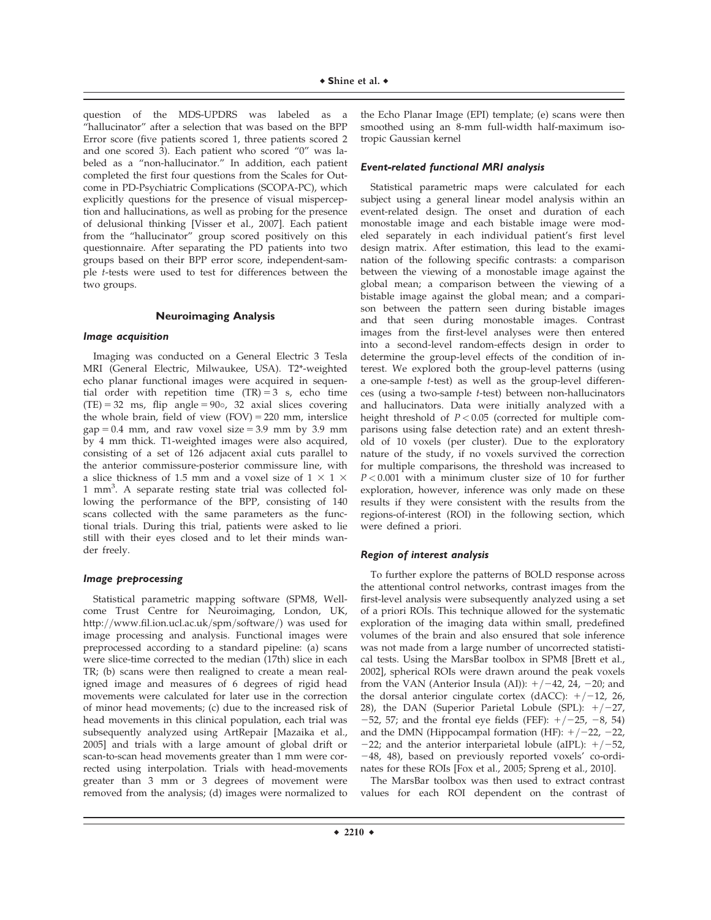question of the MDS-UPDRS was labeled as a "hallucinator" after a selection that was based on the BPP Error score (five patients scored 1, three patients scored 2 and one scored 3). Each patient who scored "0" was labeled as a "non-hallucinator." In addition, each patient completed the first four questions from the Scales for Outcome in PD-Psychiatric Complications (SCOPA-PC), which explicitly questions for the presence of visual misperception and hallucinations, as well as probing for the presence of delusional thinking [Visser et al., 2007]. Each patient from the "hallucinator" group scored positively on this questionnaire. After separating the PD patients into two groups based on their BPP error score, independent-sample *t*-tests were used to test for differences between the two groups.

## Neuroimaging Analysis

### *Image acquisition*

Imaging was conducted on a General Electric 3 Tesla MRI (General Electric, Milwaukee, USA). T2*-weighted echo planar functional images were acquired in sequential order with repetition time (TR) = 3 s, echo time (TE) = 32 ms, flip angle = 90○, 32 axial slices covering the whole brain, field of view (FOV) = 220 mm, interslice gap = 0.4 mm, and raw voxel size = 3.9 mm by 3.9 mm by 4 mm thick. T1-weighted images were also acquired, consisting of a set of 126 adjacent axial cuts parallel to the anterior commissure-posterior commissure line, with a slice thickness of 1.5 mm and a voxel size of $1 \times 1 \times 1$ mm$^3$. A separate resting state trial was collected following the performance of the BPP, consisting of 140 scans collected with the same parameters as the functional trials. During this trial, patients were asked to lie still with their eyes closed and to let their minds wander freely.

### *Image preprocessing*

Statistical parametric mapping software (SPM8, Wellcome Trust Centre for Neuroimaging, London, UK, http://www.fil.ion.ucl.ac.uk/spm/software/) was used for image processing and analysis. Functional images were preprocessed according to a standard pipeline: (a) scans were slice-time corrected to the median (17th) slice in each TR; (b) scans were then realigned to create a mean realigned image and measures of 6 degrees of rigid head movements were calculated for later use in the correction of minor head movements; (c) due to the increased risk of head movements in this clinical population, each trial was subsequently analyzed using ArtRepair [Mazaika et al., 2005] and trials with a large amount of global drift or scan-to-scan head movements greater than 1 mm were corrected using interpolation. Trials with head-movements greater than 3 mm or 3 degrees of movement were removed from the analysis; (d) images were normalized to the Echo Planar Image (EPI) template; (e) scans were then smoothed using an 8-mm full-width half-maximum isotropic Gaussian kernel

### *Event-related functional MRI analysis*

Statistical parametric maps were calculated for each subject using a general linear model analysis within an event-related design. The onset and duration of each monostable image and each bistable image were modeled separately in each individual patient's first level design matrix. After estimation, this lead to the examination of the following specific contrasts: a comparison between the viewing of a monostable image against the global mean; a comparison between the viewing of a bistable image against the global mean; and a comparison between the pattern seen during bistable images and that seen during monostable images. Contrast images from the first-level analyses were then entered into a second-level random-effects design in order to determine the group-level effects of the condition of interest. We explored both the group-level patterns (using a one-sample *t*-test) as well as the group-level differences (using a two-sample *t*-test) between non-hallucinators and hallucinators. Data were initially analyzed with a height threshold of $P < 0.05$ (corrected for multiple comparisons using false detection rate) and an extent threshold of 10 voxels (per cluster). Due to the exploratory nature of the study, if no voxels survived the correction for multiple comparisons, the threshold was increased to $P < 0.001$ with a minimum cluster size of 10 for further exploration, however, inference was only made on these results if they were consistent with the results from the regions-of-interest (ROI) in the following section, which were defined a priori.

### *Region of interest analysis*

To further explore the patterns of BOLD response across the attentional control networks, contrast images from the first-level analysis were subsequently analyzed using a set of a priori ROIs. This technique allowed for the systematic exploration of the imaging data within small, predefined volumes of the brain and also ensured that sole inference was not made from a large number of uncorrected statistical tests. Using the MarsBar toolbox in SPM8 [Brett et al., 2002], spherical ROIs were drawn around the peak voxels from the VAN (Anterior Insula (AI)): +/−42, 24, −20; and the dorsal anterior cingulate cortex (dACC): +/−12, 26, 28), the DAN (Superior Parietal Lobule (SPL): +/−27, −52, 57; and the frontal eye fields (FEF): +/−25, −8, 54) and the DMN (Hippocampal formation (HF): +/−22, −22, −22; and the anterior interparietal lobule (aIPL): +/−52, −48, 48), based on previously reported voxels' co-ordinates for these ROIs [Fox et al., 2005; Spreng et al., 2010].

The MarsBar toolbox was then used to extract contrast values for each ROI dependent on the contrast of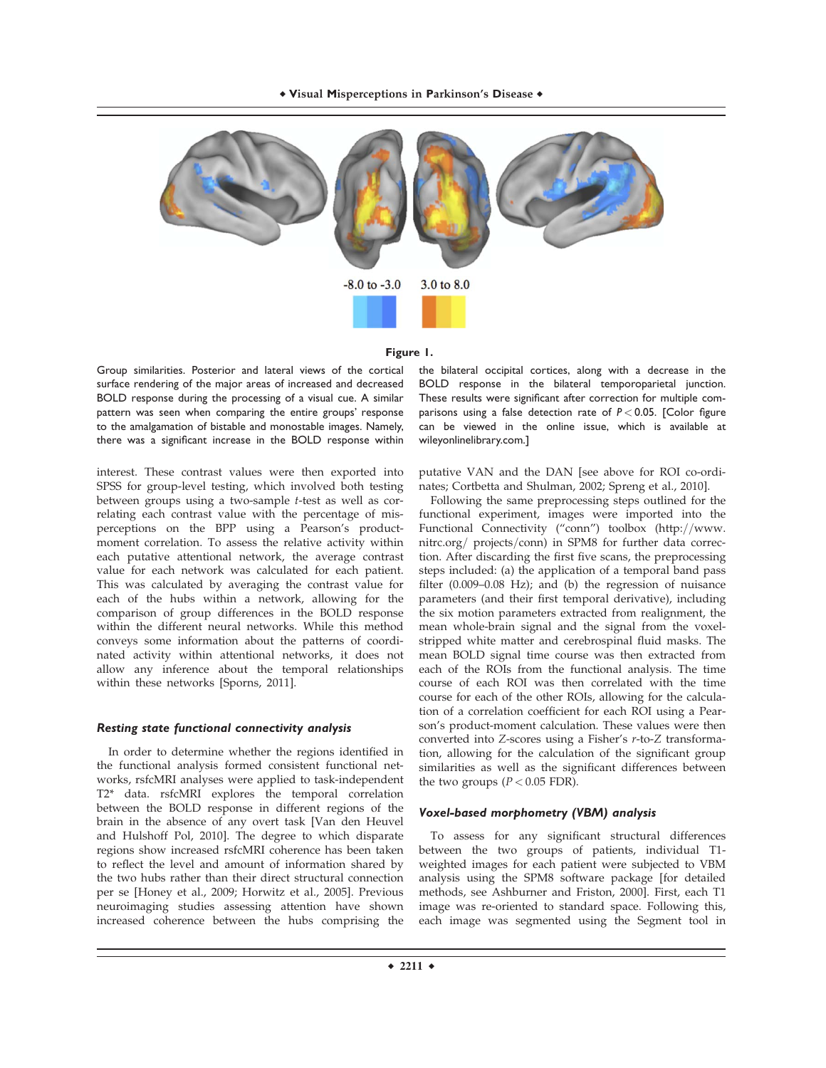-8.0 to -3.0 3.0 to 8.0

**Figure 1.**

Group similarities. Posterior and lateral views of the cortical surface rendering of the major areas of increased and decreased BOLD response during the processing of a visual cue. A similar pattern was seen when comparing the entire groups' response to the amalgamation of bistable and monostable images. Namely, there was a significant increase in the BOLD response within the bilateral occipital cortices, along with a decrease in the BOLD response in the bilateral temporoparietal junction. These results were significant after correction for multiple comparisons using a false detection rate of $P < 0.05$. [Color figure can be viewed in the online issue, which is available at wileyonlinelibrary.com.]

interest. These contrast values were then exported into SPSS for group-level testing, which involved both testing between groups using a two-sample *t*-test as well as correlating each contrast value with the percentage of misperceptions on the BPP using a Pearson's product-moment correlation. To assess the relative activity within each putative attentional network, the average contrast value for each network was calculated for each patient. This was calculated by averaging the contrast value for each of the hubs within a network, allowing for the comparison of group differences in the BOLD response within the different neural networks. While this method conveys some information about the patterns of coordinated activity within attentional networks, it does not allow any inference about the temporal relationships within these networks [Sporns, 2011].

### *Resting state functional connectivity analysis*

In order to determine whether the regions identified in the functional analysis formed consistent functional networks, rsfcMRI analyses were applied to task-independent T2* data. rsfcMRI explores the temporal correlation between the BOLD response in different regions of the brain in the absence of any overt task [Van den Heuvel and Hulshoff Pol, 2010]. The degree to which disparate regions show increased rsfcMRI coherence has been taken to reflect the level and amount of information shared by the two hubs rather than their direct structural connection per se [Honey et al., 2009; Horwitz et al., 2005]. Previous neuroimaging studies assessing attention have shown increased coherence between the hubs comprising the putative VAN and the DAN [see above for ROI co-ordinates; Cortbetta and Shulman, 2002; Spreng et al., 2010].

Following the same preprocessing steps outlined for the functional experiment, images were imported into the Functional Connectivity ("conn") toolbox (http://www.nitrc.org/ projects/conn) in SPM8 for further data correction. After discarding the first five scans, the preprocessing steps included: (a) the application of a temporal band pass filter (0.009–0.08 Hz); and (b) the regression of nuisance parameters (and their first temporal derivative), including the six motion parameters extracted from realignment, the mean whole-brain signal and the signal from the voxel-stripped white matter and cerebrospinal fluid masks. The mean BOLD signal time course was then extracted from each of the ROIs from the functional analysis. The time course of each ROI was then correlated with the time course for each of the other ROIs, allowing for the calculation of a correlation coefficient for each ROI using a Pearson's product-moment calculation. These values were then converted into *Z*-scores using a Fisher's *r*-to-Z transformation, allowing for the calculation of the significant group similarities as well as the significant differences between the two groups ($P < 0.05$ FDR).

### *Voxel-based morphometry (VBM) analysis*

To assess for any significant structural differences between the two groups of patients, individual T1-weighted images for each patient were subjected to VBM analysis using the SPM8 software package [for detailed methods, see Ashburner and Friston, 2000]. First, each T1 image was re-oriented to standard space. Following this, each image was segmented using the Segment tool in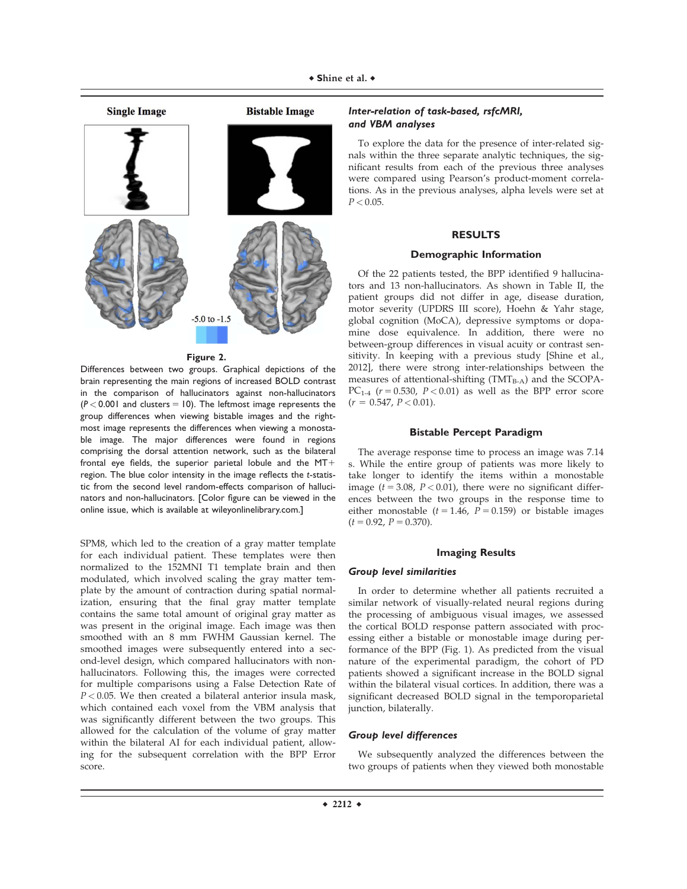Single Image Bistable Image

-5.0 to -1.5

**Figure 2.**

Differences between two groups. Graphical depictions of the brain representing the main regions of increased BOLD contrast in the comparison of hallucinators against non-hallucinators ($P < 0.001$ and clusters = 10). The leftmost image represents the group differences when viewing bistable images and the rightmost image represents the differences when viewing a monostable image. The major differences were found in regions comprising the dorsal attention network, such as the bilateral frontal eye fields, the superior parietal lobule and the MT+ region. The blue color intensity in the image reflects the *t*-statistic from the second level random-effects comparison of hallucinators and non-hallucinators. [Color figure can be viewed in the online issue, which is available at wileyonlinelibrary.com.]

SPM8, which led to the creation of a gray matter template for each individual patient. These templates were then normalized to the 152MNI T1 template brain and then modulated, which involved scaling the gray matter template by the amount of contraction during spatial normalization, ensuring that the final gray matter template contains the same total amount of original gray matter as was present in the original image. Each image was then smoothed with an 8 mm FWHM Gaussian kernel. The smoothed images were subsequently entered into a second-level design, which compared hallucinators with non-hallucinators. Following this, the images were corrected for multiple comparisons using a False Detection Rate of $P < 0.05$. We then created a bilateral anterior insula mask, which contained each voxel from the VBM analysis that was significantly different between the two groups. This allowed for the calculation of the volume of gray matter within the bilateral AI for each individual patient, allowing for the subsequent correlation with the BPP Error score.

### *Inter-relation of task-based, rsfcMRI, and VBM analyses*

To explore the data for the presence of inter-related signals within the three separate analytic techniques, the significant results from each of the previous three analyses were compared using Pearson's product-moment correlations. As in the previous analyses, alpha levels were set at $P < 0.05$.

## RESULTS

### Demographic Information

Of the 22 patients tested, the BPP identified 9 hallucinators and 13 non-hallucinators. As shown in Table II, the patient groups did not differ in age, disease duration, motor severity (UPDRS III score), Hoehn & Yahr stage, global cognition (MoCA), depressive symptoms or dopamine dose equivalence. In addition, there were no between-group differences in visual acuity or contrast sensitivity. In keeping with a previous study [Shine et al., 2012], there were strong inter-relationships between the measures of attentional-shifting ($TMT_{B-A}$) and the SCOPA-$PC_{1-4}$ ($r = 0.530$, $P < 0.01$) as well as the BPP error score ($r = 0.547$, $P < 0.01$).

### Bistable Percept Paradigm

The average response time to process an image was 7.14 s. While the entire group of patients was more likely to take longer to identify the items within a monostable image ($t = 3.08$, $P < 0.01$), there were no significant differences between the two groups in the response time to either monostable ($t = 1.46$, $P = 0.159$) or bistable images ($t = 0.92$, $P = 0.370$).

### Imaging Results

#### *Group level similarities*

In order to determine whether all patients recruited a similar network of visually-related neural regions during the processing of ambiguous visual images, we assessed the cortical BOLD response pattern associated with processing either a bistable or monostable image during performance of the BPP (Fig. 1). As predicted from the visual nature of the experimental paradigm, the cohort of PD patients showed a significant increase in the BOLD signal within the bilateral visual cortices. In addition, there was a significant decreased BOLD signal in the temporoparietal junction, bilaterally.

#### *Group level differences*

We subsequently analyzed the differences between the two groups of patients when they viewed both monostable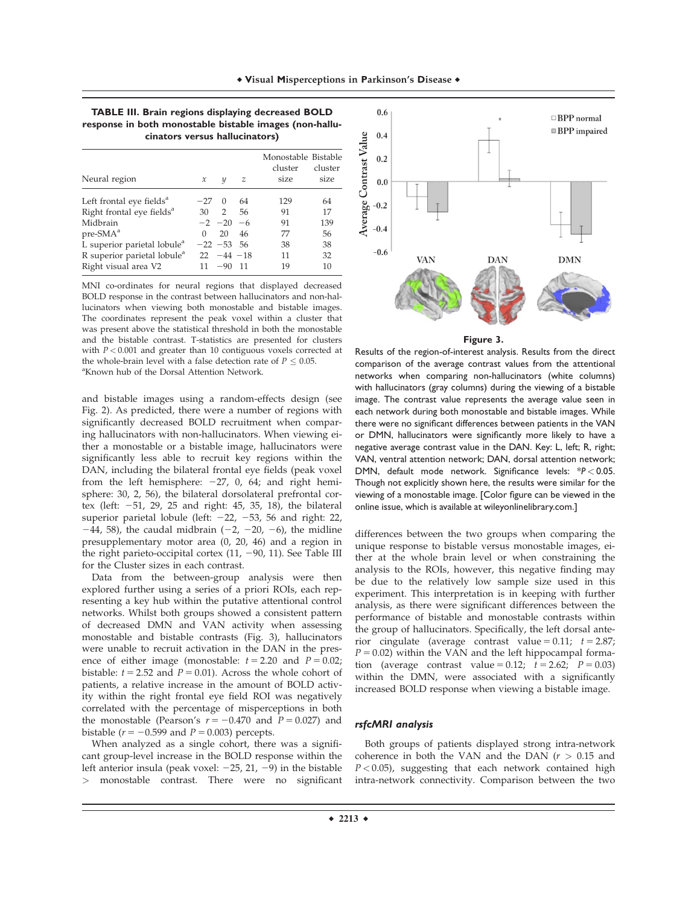**TABLE III. Brain regions displaying decreased BOLD response in both monostable bistable images (non-hallucinators versus hallucinators)**

| Neural region | x | y | z | Monostable cluster size | Bistable cluster size |
|---|---|---|---|---|---|
| Left frontal eye fields[a] | −27 | 0 | 64 | 129 | 64 |
| Right frontal eye fields[a] | 30 | 2 | 56 | 91 | 17 |
| Midbrain | −2 | −20 | −6 | 91 | 139 |
| pre-SMA[a] | 0 | 20 | 46 | 77 | 56 |
| L superior parietal lobule[a] | −22 | −53 | 56 | 38 | 38 |
| R superior parietal lobule[a] | 22 | −44 | −18 | 11 | 32 |
| Right visual area V2 | 11 | −90 | 11 | 19 | 10 |

MNI co-ordinates for neural regions that displayed decreased BOLD response in the contrast between hallucinators and non-hallucinators when viewing both monostable and bistable images. The coordinates represent the peak voxel within a cluster that was present above the statistical threshold in both the monostable and the bistable contrast. T-statistics are presented for clusters with $P < 0.001$ and greater than 10 contiguous voxels corrected at the whole-brain level with a false detection rate of $P \leq 0.05$.
[a]Known hub of the Dorsal Attention Network.

and bistable images using a random-effects design (see Fig. 2). As predicted, there were a number of regions with significantly decreased BOLD recruitment when comparing hallucinators with non-hallucinators. When viewing either a monostable or a bistable image, hallucinators were significantly less able to recruit key regions within the DAN, including the bilateral frontal eye fields (peak voxel from the left hemisphere: −27, 0, 64; and right hemisphere: 30, 2, 56), the bilateral dorsolateral prefrontal cortex (left: −51, 29, 25 and right: 45, 35, 18), the bilateral superior parietal lobule (left: −22, −53, 56 and right: 22, −44, 58), the caudal midbrain (−2, −20, −6), the midline presupplementary motor area (0, 20, 46) and a region in the right parieto-occipital cortex (11, −90, 11). See Table III for the Cluster sizes in each contrast.

Data from the between-group analysis were then explored further using a series of a priori ROIs, each representing a key hub within the putative attentional control networks. Whilst both groups showed a consistent pattern of decreased DMN and VAN activity when assessing monostable and bistable contrasts (Fig. 3), hallucinators were unable to recruit activation in the DAN in the presence of either image (monostable: $t = 2.20$ and $P = 0.02$; bistable: $t = 2.52$ and $P = 0.01$). Across the whole cohort of patients, a relative increase in the amount of BOLD activity within the right frontal eye field ROI was negatively correlated with the percentage of misperceptions in both the monostable (Pearson's $r = -0.470$ and $P = 0.027$) and bistable ($r = -0.599$ and $P = 0.003$) percepts.

When analyzed as a single cohort, there was a significant group-level increase in the BOLD response within the left anterior insula (peak voxel: −25, 21, −9) in the bistable > monostable contrast. There were no significant differences between the two groups when comparing the unique response to bistable versus monostable images, either at the whole brain level or when constraining the analysis to the ROIs, however, this negative finding may be due to the relatively low sample size used in this experiment. This interpretation is in keeping with further analysis, as there were significant differences between the performance of bistable and monostable contrasts within the group of hallucinators. Specifically, the left dorsal anterior cingulate (average contrast value = 0.11; $t = 2.87$; $P = 0.02$) within the VAN and the left hippocampal formation (average contrast value = 0.12; $t = 2.62$; $P = 0.03$) within the DMN, were associated with a significantly increased BOLD response when viewing a bistable image.

**Figure 3.**

Results of the region-of-interest analysis. Results from the direct comparison of the average contrast values from the attentional networks when comparing non-hallucinators (white columns) with hallucinators (gray columns) during the viewing of a bistable image. The contrast value represents the average value seen in each network during both monostable and bistable images. While there were no significant differences between patients in the VAN or DMN, hallucinators were significantly more likely to have a negative average contrast value in the DAN. Key: L, left; R, right; VAN, ventral attention network; DAN, dorsal attention network; DMN, default mode network. Significance levels: $*P < 0.05$. Though not explicitly shown here, the results were similar for the viewing of a monostable image. [Color figure can be viewed in the online issue, which is available at wileyonlinelibrary.com.]

### rsfcMRI analysis

Both groups of patients displayed strong intra-network coherence in both the VAN and the DAN ($r > 0.15$ and $P < 0.05$), suggesting that each network contained high intra-network connectivity. Comparison between the two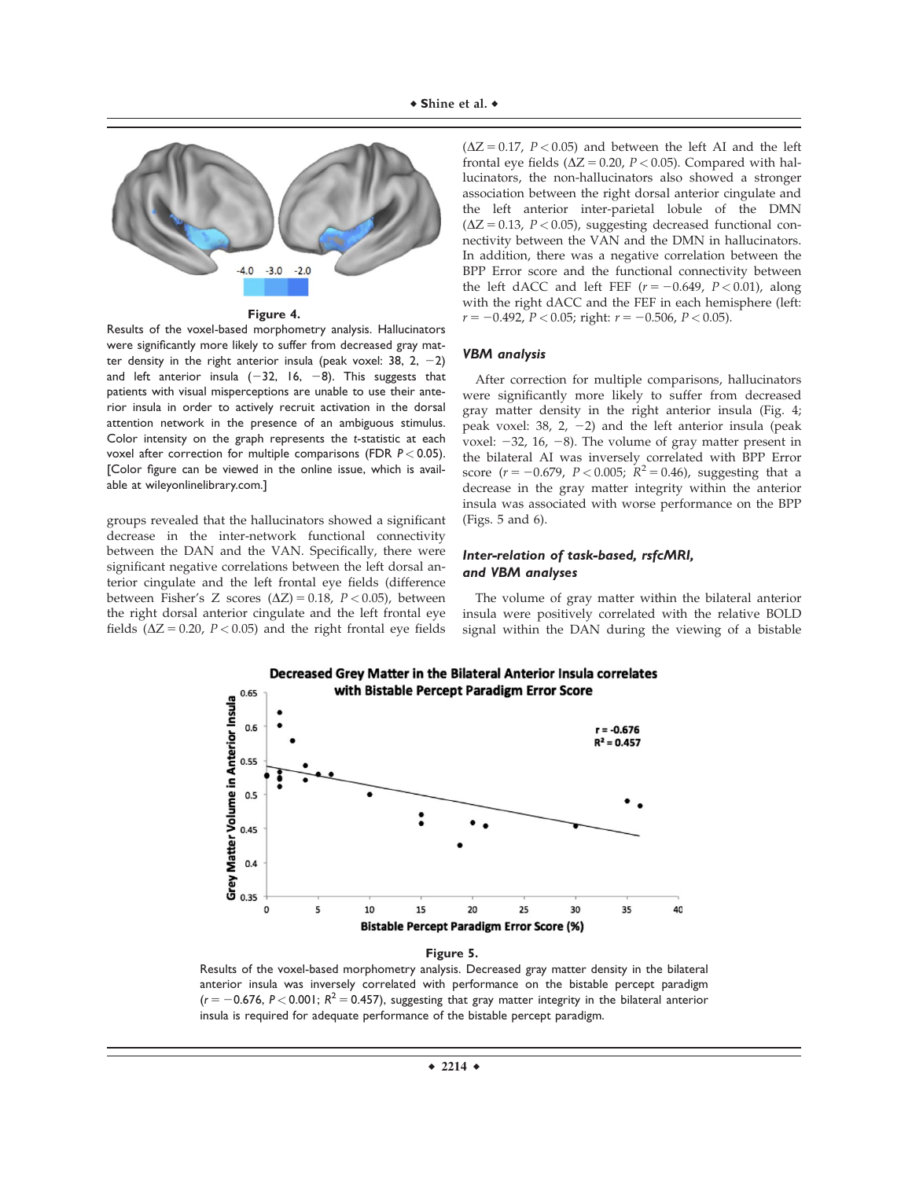**Figure 4.**

Results of the voxel-based morphometry analysis. Hallucinators were significantly more likely to suffer from decreased gray matter density in the right anterior insula (peak voxel: 38, 2, −2) and left anterior insula (−32, 16, −8). This suggests that patients with visual misperceptions are unable to use their anterior insula in order to actively recruit activation in the dorsal attention network in the presence of an ambiguous stimulus. Color intensity on the graph represents the *t*-statistic at each voxel after correction for multiple comparisons (FDR $P < 0.05$). [Color figure can be viewed in the online issue, which is available at wileyonlinelibrary.com.]

groups revealed that the hallucinators showed a significant decrease in the inter-network functional connectivity between the DAN and the VAN. Specifically, there were significant negative correlations between the left dorsal anterior cingulate and the left frontal eye fields (difference between Fisher's Z scores ($\Delta Z = 0.18$, $P < 0.05$), between the right dorsal anterior cingulate and the left frontal eye fields ($\Delta Z = 0.20$, $P < 0.05$) and the right frontal eye fields ($\Delta Z = 0.17$, $P < 0.05$) and between the left AI and the left frontal eye fields ($\Delta Z = 0.20$, $P < 0.05$). Compared with hallucinators, the non-hallucinators also showed a stronger association between the right dorsal anterior cingulate and the left anterior inter-parietal lobule of the DMN ($\Delta Z = 0.13$, $P < 0.05$), suggesting decreased functional connectivity between the VAN and the DMN in hallucinators. In addition, there was a negative correlation between the BPP Error score and the functional connectivity between the left dACC and left FEF ($r = -0.649$, $P < 0.01$), along with the right dACC and the FEF in each hemisphere (left: $r = -0.492$, $P < 0.05$; right: $r = -0.506$, $P < 0.05$).

### VBM analysis

After correction for multiple comparisons, hallucinators were significantly more likely to suffer from decreased gray matter density in the right anterior insula (Fig. 4; peak voxel: 38, 2, −2) and the left anterior insula (peak voxel: −32, 16, −8). The volume of gray matter present in the bilateral AI was inversely correlated with BPP Error score ($r = -0.679$, $P < 0.005$; $R^2 = 0.46$), suggesting that a decrease in the gray matter integrity within the anterior insula was associated with worse performance on the BPP (Figs. 5 and 6).

### Inter-relation of task-based, rsfcMRI, and VBM analyses

The volume of gray matter within the bilateral anterior insula were positively correlated with the relative BOLD signal within the DAN during the viewing of a bistable

**Figure 5.**

Results of the voxel-based morphometry analysis. Decreased gray matter density in the bilateral anterior insula was inversely correlated with performance on the bistable percept paradigm ($r = -0.676$, $P < 0.001$; $R^2 = 0.457$), suggesting that gray matter integrity in the bilateral anterior insula is required for adequate performance of the bistable percept paradigm.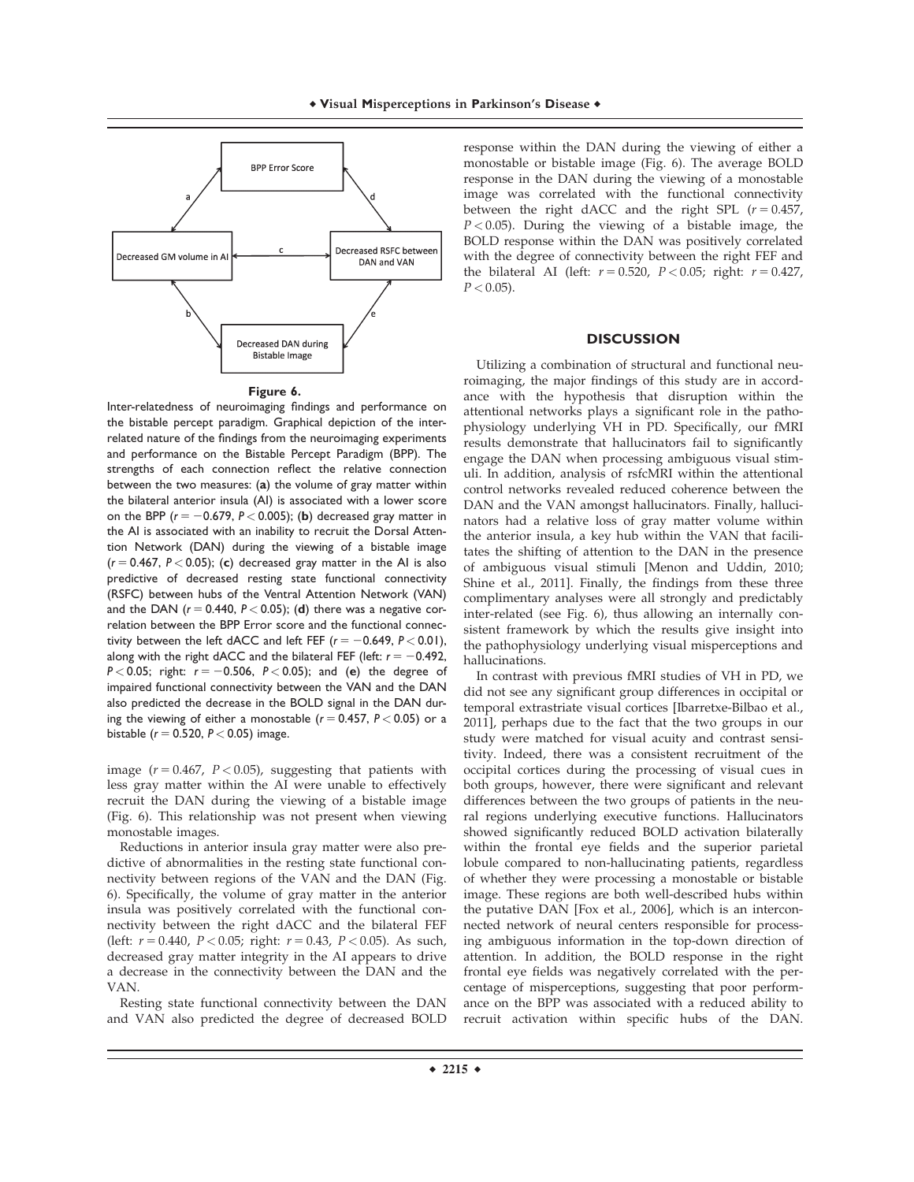BPP Error Score

a

d

Decreased GM volume in AI

c

Decreased RSFC between DAN and VAN

b

e

Decreased DAN during Bistable Image

**Figure 6.**

Inter-relatedness of neuroimaging findings and performance on the bistable percept paradigm. Graphical depiction of the inter-related nature of the findings from the neuroimaging experiments and performance on the Bistable Percept Paradigm (BPP). The strengths of each connection reflect the relative connection between the two measures: (**a**) the volume of gray matter within the bilateral anterior insula (AI) is associated with a lower score on the BPP ($r = -0.679$, $P < 0.005$); (**b**) decreased gray matter in the AI is associated with an inability to recruit the Dorsal Attention Network (DAN) during the viewing of a bistable image ($r = 0.467$, $P < 0.05$); (**c**) decreased gray matter in the AI is also predictive of decreased resting state functional connectivity (RSFC) between hubs of the Ventral Attention Network (VAN) and the DAN ($r = 0.440$, $P < 0.05$); (**d**) there was a negative correlation between the BPP Error score and the functional connectivity between the left dACC and left FEF ($r = -0.649$, $P < 0.01$), along with the right dACC and the bilateral FEF (left: $r = -0.492$, $P < 0.05$; right: $r = -0.506$, $P < 0.05$); and (**e**) the degree of impaired functional connectivity between the VAN and the DAN also predicted the decrease in the BOLD signal in the DAN during the viewing of either a monostable ($r = 0.457$, $P < 0.05$) or a bistable ($r = 0.520$, $P < 0.05$) image.

image ($r = 0.467$, $P < 0.05$), suggesting that patients with less gray matter within the AI were unable to effectively recruit the DAN during the viewing of a bistable image (Fig. 6). This relationship was not present when viewing monostable images.

Reductions in anterior insula gray matter were also predictive of abnormalities in the resting state functional connectivity between regions of the VAN and the DAN (Fig. 6). Specifically, the volume of gray matter in the anterior insula was positively correlated with the functional connectivity between the right dACC and the bilateral FEF (left: $r = 0.440$, $P < 0.05$; right: $r = 0.43$, $P < 0.05$). As such, decreased gray matter integrity in the AI appears to drive a decrease in the connectivity between the DAN and the VAN.

Resting state functional connectivity between the DAN and VAN also predicted the degree of decreased BOLD response within the DAN during the viewing of either a monostable or bistable image (Fig. 6). The average BOLD response in the DAN during the viewing of a monostable image was correlated with the functional connectivity between the right dACC and the right SPL ($r = 0.457$, $P < 0.05$). During the viewing of a bistable image, the BOLD response within the DAN was positively correlated with the degree of connectivity between the right FEF and the bilateral AI (left: $r = 0.520$, $P < 0.05$; right: $r = 0.427$, $P < 0.05$).

## DISCUSSION

Utilizing a combination of structural and functional neuroimaging, the major findings of this study are in accordance with the hypothesis that disruption within the attentional networks plays a significant role in the pathophysiology underlying VH in PD. Specifically, our fMRI results demonstrate that hallucinators fail to significantly engage the DAN when processing ambiguous visual stimuli. In addition, analysis of rsfcMRI within the attentional control networks revealed reduced coherence between the DAN and the VAN amongst hallucinators. Finally, hallucinators had a relative loss of gray matter volume within the anterior insula, a key hub within the VAN that facilitates the shifting of attention to the DAN in the presence of ambiguous visual stimuli [Menon and Uddin, 2010; Shine et al., 2011]. Finally, the findings from these three complimentary analyses were all strongly and predictably inter-related (see Fig. 6), thus allowing an internally consistent framework by which the results give insight into the pathophysiology underlying visual misperceptions and hallucinations.

In contrast with previous fMRI studies of VH in PD, we did not see any significant group differences in occipital or temporal extrastriate visual cortices [Ibarretxe-Bilbao et al., 2011], perhaps due to the fact that the two groups in our study were matched for visual acuity and contrast sensitivity. Indeed, there was a consistent recruitment of the occipital cortices during the processing of visual cues in both groups, however, there were significant and relevant differences between the two groups of patients in the neural regions underlying executive functions. Hallucinators showed significantly reduced BOLD activation bilaterally within the frontal eye fields and the superior parietal lobule compared to non-hallucinating patients, regardless of whether they were processing a monostable or bistable image. These regions are both well-described hubs within the putative DAN [Fox et al., 2006], which is an interconnected network of neural centers responsible for processing ambiguous information in the top-down direction of attention. In addition, the BOLD response in the right frontal eye fields was negatively correlated with the percentage of misperceptions, suggesting that poor performance on the BPP was associated with a reduced ability to recruit activation within specific hubs of the DAN.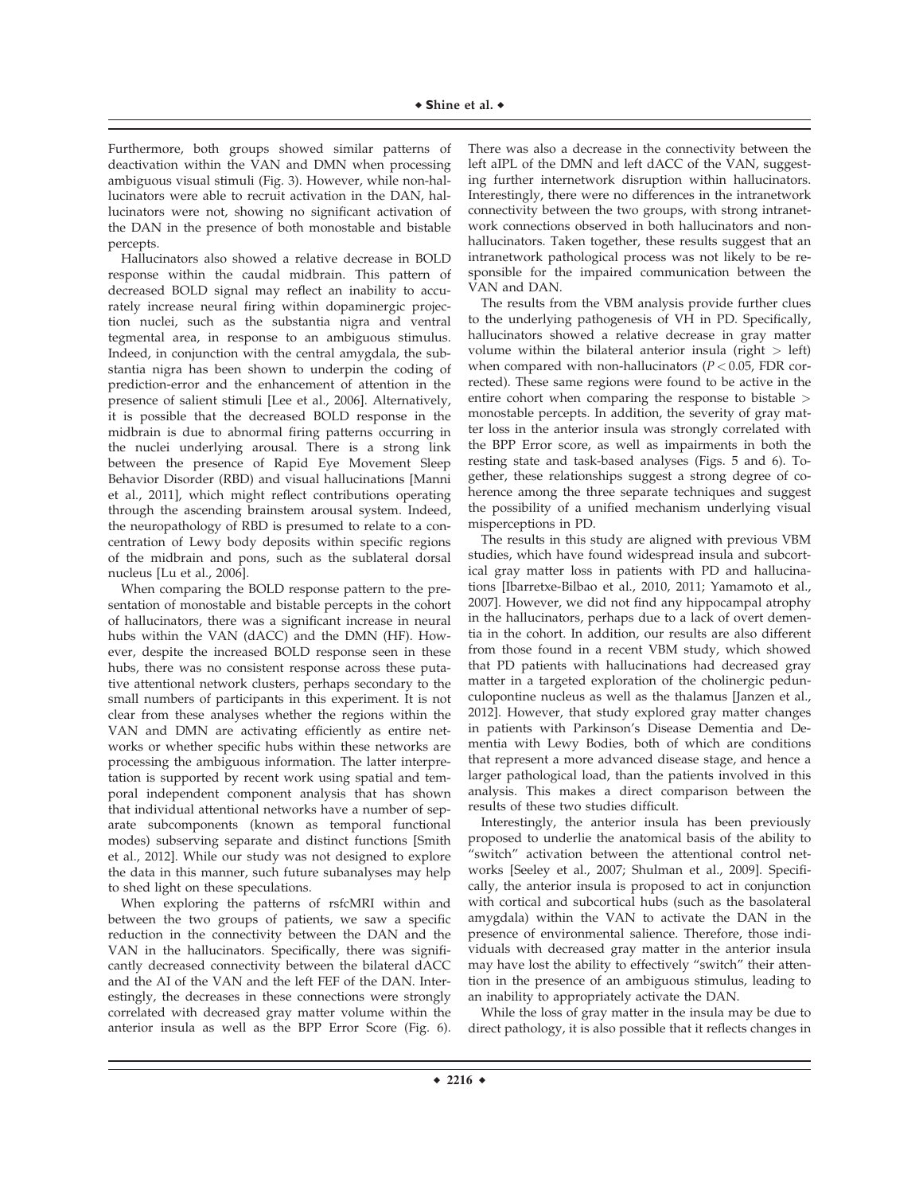Furthermore, both groups showed similar patterns of deactivation within the VAN and DMN when processing ambiguous visual stimuli (Fig. 3). However, while non-hallucinators were able to recruit activation in the DAN, hallucinators were not, showing no significant activation of the DAN in the presence of both monostable and bistable percepts.

Hallucinators also showed a relative decrease in BOLD response within the caudal midbrain. This pattern of decreased BOLD signal may reflect an inability to accurately increase neural firing within dopaminergic projection nuclei, such as the substantia nigra and ventral tegmental area, in response to an ambiguous stimulus. Indeed, in conjunction with the central amygdala, the substantia nigra has been shown to underpin the coding of prediction-error and the enhancement of attention in the presence of salient stimuli [Lee et al., 2006]. Alternatively, it is possible that the decreased BOLD response in the midbrain is due to abnormal firing patterns occurring in the nuclei underlying arousal. There is a strong link between the presence of Rapid Eye Movement Sleep Behavior Disorder (RBD) and visual hallucinations [Manni et al., 2011], which might reflect contributions operating through the ascending brainstem arousal system. Indeed, the neuropathology of RBD is presumed to relate to a concentration of Lewy body deposits within specific regions of the midbrain and pons, such as the sublateral dorsal nucleus [Lu et al., 2006].

When comparing the BOLD response pattern to the presentation of monostable and bistable percepts in the cohort of hallucinators, there was a significant increase in neural hubs within the VAN (dACC) and the DMN (HF). However, despite the increased BOLD response seen in these hubs, there was no consistent response across these putative attentional network clusters, perhaps secondary to the small numbers of participants in this experiment. It is not clear from these analyses whether the regions within the VAN and DMN are activating efficiently as entire networks or whether specific hubs within these networks are processing the ambiguous information. The latter interpretation is supported by recent work using spatial and temporal independent component analysis that has shown that individual attentional networks have a number of separate subcomponents (known as temporal functional modes) subserving separate and distinct functions [Smith et al., 2012]. While our study was not designed to explore the data in this manner, such future subanalyses may help to shed light on these speculations.

When exploring the patterns of rsfcMRI within and between the two groups of patients, we saw a specific reduction in the connectivity between the DAN and the VAN in the hallucinators. Specifically, there was significantly decreased connectivity between the bilateral dACC and the AI of the VAN and the left FEF of the DAN. Interestingly, the decreases in these connections were strongly correlated with decreased gray matter volume within the anterior insula as well as the BPP Error Score (Fig. 6). There was also a decrease in the connectivity between the left aIPL of the DMN and left dACC of the VAN, suggesting further internetwork disruption within hallucinators. Interestingly, there were no differences in the intranetwork connectivity between the two groups, with strong intranetwork connections observed in both hallucinators and non-hallucinators. Taken together, these results suggest that an intranetwork pathological process was not likely to be responsible for the impaired communication between the VAN and DAN.

The results from the VBM analysis provide further clues to the underlying pathogenesis of VH in PD. Specifically, hallucinators showed a relative decrease in gray matter volume within the bilateral anterior insula (right > left) when compared with non-hallucinators ($P < 0.05$, FDR corrected). These same regions were found to be active in the entire cohort when comparing the response to bistable > monostable percepts. In addition, the severity of gray matter loss in the anterior insula was strongly correlated with the BPP Error score, as well as impairments in both the resting state and task-based analyses (Figs. 5 and 6). Together, these relationships suggest a strong degree of coherence among the three separate techniques and suggest the possibility of a unified mechanism underlying visual misperceptions in PD.

The results in this study are aligned with previous VBM studies, which have found widespread insula and subcortical gray matter loss in patients with PD and hallucinations [Ibarretxe-Bilbao et al., 2010, 2011; Yamamoto et al., 2007]. However, we did not find any hippocampal atrophy in the hallucinators, perhaps due to a lack of overt dementia in the cohort. In addition, our results are also different from those found in a recent VBM study, which showed that PD patients with hallucinations had decreased gray matter in a targeted exploration of the cholinergic pedunculopontine nucleus as well as the thalamus [Janzen et al., 2012]. However, that study explored gray matter changes in patients with Parkinson's Disease Dementia and Dementia with Lewy Bodies, both of which are conditions that represent a more advanced disease stage, and hence a larger pathological load, than the patients involved in this analysis. This makes a direct comparison between the results of these two studies difficult.

Interestingly, the anterior insula has been previously proposed to underlie the anatomical basis of the ability to "switch" activation between the attentional control networks [Seeley et al., 2007; Shulman et al., 2009]. Specifically, the anterior insula is proposed to act in conjunction with cortical and subcortical hubs (such as the basolateral amygdala) within the VAN to activate the DAN in the presence of environmental salience. Therefore, those individuals with decreased gray matter in the anterior insula may have lost the ability to effectively "switch" their attention in the presence of an ambiguous stimulus, leading to an inability to appropriately activate the DAN.

While the loss of gray matter in the insula may be due to direct pathology, it is also possible that it reflects changes in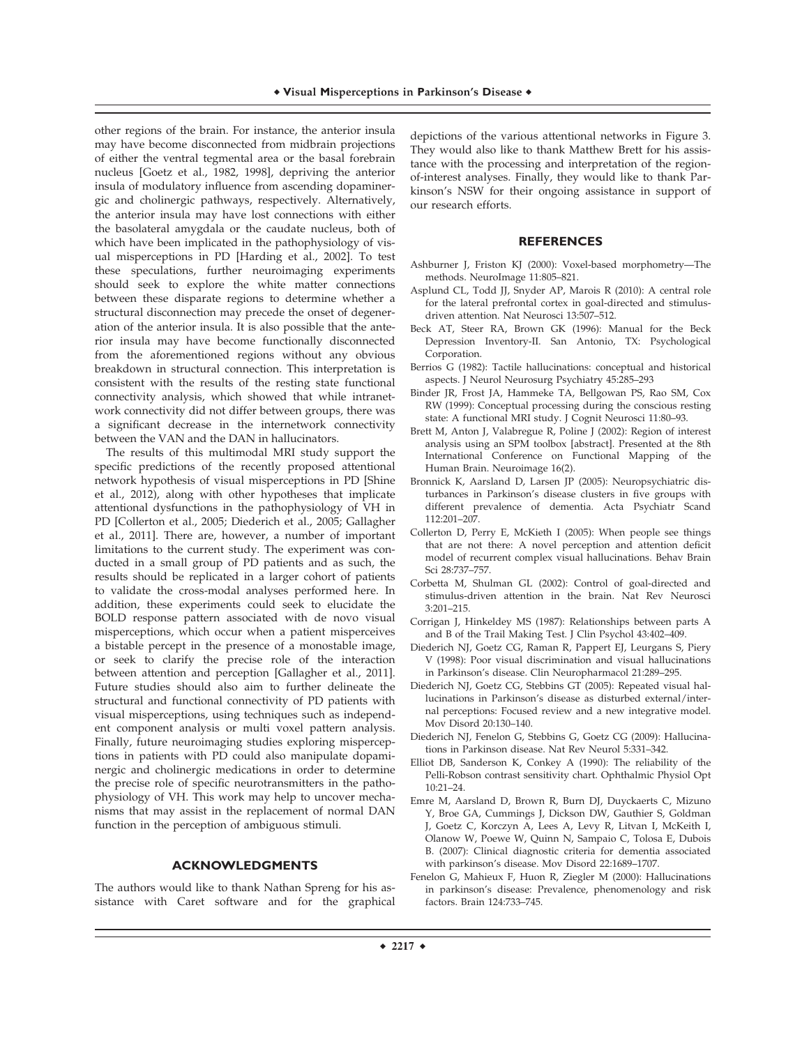other regions of the brain. For instance, the anterior insula may have become disconnected from midbrain projections of either the ventral tegmental area or the basal forebrain nucleus [Goetz et al., 1982, 1998], depriving the anterior insula of modulatory influence from ascending dopaminergic and cholinergic pathways, respectively. Alternatively, the anterior insula may have lost connections with either the basolateral amygdala or the caudate nucleus, both of which have been implicated in the pathophysiology of visual misperceptions in PD [Harding et al., 2002]. To test these speculations, further neuroimaging experiments should seek to explore the white matter connections between these disparate regions to determine whether a structural disconnection may precede the onset of degeneration of the anterior insula. It is also possible that the anterior insula may have become functionally disconnected from the aforementioned regions without any obvious breakdown in structural connection. This interpretation is consistent with the results of the resting state functional connectivity analysis, which showed that while intranetwork connectivity did not differ between groups, there was a significant decrease in the internetwork connectivity between the VAN and the DAN in hallucinators.

The results of this multimodal MRI study support the specific predictions of the recently proposed attentional network hypothesis of visual misperceptions in PD [Shine et al., 2012), along with other hypotheses that implicate attentional dysfunctions in the pathophysiology of VH in PD [Collerton et al., 2005; Diederich et al., 2005; Gallagher et al., 2011]. There are, however, a number of important limitations to the current study. The experiment was conducted in a small group of PD patients and as such, the results should be replicated in a larger cohort of patients to validate the cross-modal analyses performed here. In addition, these experiments could seek to elucidate the BOLD response pattern associated with de novo visual misperceptions, which occur when a patient misperceives a bistable percept in the presence of a monostable image, or seek to clarify the precise role of the interaction between attention and perception [Gallagher et al., 2011]. Future studies should also aim to further delineate the structural and functional connectivity of PD patients with visual misperceptions, using techniques such as independent component analysis or multi voxel pattern analysis. Finally, future neuroimaging studies exploring misperceptions in patients with PD could also manipulate dopaminergic and cholinergic medications in order to determine the precise role of specific neurotransmitters in the pathophysiology of VH. This work may help to uncover mechanisms that may assist in the replacement of normal DAN function in the perception of ambiguous stimuli.

## ACKNOWLEDGMENTS

The authors would like to thank Nathan Spreng for his assistance with Caret software and for the graphical depictions of the various attentional networks in Figure 3. They would also like to thank Matthew Brett for his assistance with the processing and interpretation of the region-of-interest analyses. Finally, they would like to thank Parkinson's NSW for their ongoing assistance in support of our research efforts.

## REFERENCES

Ashburner J, Friston KJ (2000): Voxel-based morphometry—The methods. NeuroImage 11:805–821.

Asplund CL, Todd JJ, Snyder AP, Marois R (2010): A central role for the lateral prefrontal cortex in goal-directed and stimulus-driven attention. Nat Neurosci 13:507–512.

Beck AT, Steer RA, Brown GK (1996): Manual for the Beck Depression Inventory-II. San Antonio, TX: Psychological Corporation.

Berrios G (1982): Tactile hallucinations: conceptual and historical aspects. J Neurol Neurosurg Psychiatry 45:285–293

Binder JR, Frost JA, Hammeke TA, Bellgowan PS, Rao SM, Cox RW (1999): Conceptual processing during the conscious resting state: A functional MRI study. J Cognit Neurosci 11:80–93.

Brett M, Anton J, Valabregue R, Poline J (2002): Region of interest analysis using an SPM toolbox [abstract]. Presented at the 8th International Conference on Functional Mapping of the Human Brain. Neuroimage 16(2).

Bronnick K, Aarsland D, Larsen JP (2005): Neuropsychiatric disturbances in Parkinson's disease clusters in five groups with different prevalence of dementia. Acta Psychiatr Scand 112:201–207.

Collerton D, Perry E, McKieth I (2005): When people see things that are not there: A novel perception and attention deficit model of recurrent complex visual hallucinations. Behav Brain Sci 28:737–757.

Corbetta M, Shulman GL (2002): Control of goal-directed and stimulus-driven attention in the brain. Nat Rev Neurosci 3:201–215.

Corrigan J, Hinkeldey MS (1987): Relationships between parts A and B of the Trail Making Test. J Clin Psychol 43:402–409.

Diederich NJ, Goetz CG, Raman R, Pappert EJ, Leurgans S, Piery V (1998): Poor visual discrimination and visual hallucinations in Parkinson's disease. Clin Neuropharmacol 21:289–295.

Diederich NJ, Goetz CG, Stebbins GT (2005): Repeated visual hallucinations in Parkinson's disease as disturbed external/internal perceptions: Focused review and a new integrative model. Mov Disord 20:130–140.

Diederich NJ, Fenelon G, Stebbins G, Goetz CG (2009): Hallucinations in Parkinson disease. Nat Rev Neurol 5:331–342.

Elliot DB, Sanderson K, Conkey A (1990): The reliability of the Pelli-Robson contrast sensitivity chart. Ophthalmic Physiol Opt 10:21–24.

Emre M, Aarsland D, Brown R, Burn DJ, Duyckaerts C, Mizuno Y, Broe GA, Cummings J, Dickson DW, Gauthier S, Goldman J, Goetz C, Korczyn A, Lees A, Levy R, Litvan I, McKeith I, Olanow W, Poewe W, Quinn N, Sampaio C, Tolosa E, Dubois B. (2007): Clinical diagnostic criteria for dementia associated with parkinson's disease. Mov Disord 22:1689–1707.

Fenelon G, Mahieux F, Huon R, Ziegler M (2000): Hallucinations in parkinson's disease: Prevalence, phenomenology and risk factors. Brain 124:733–745.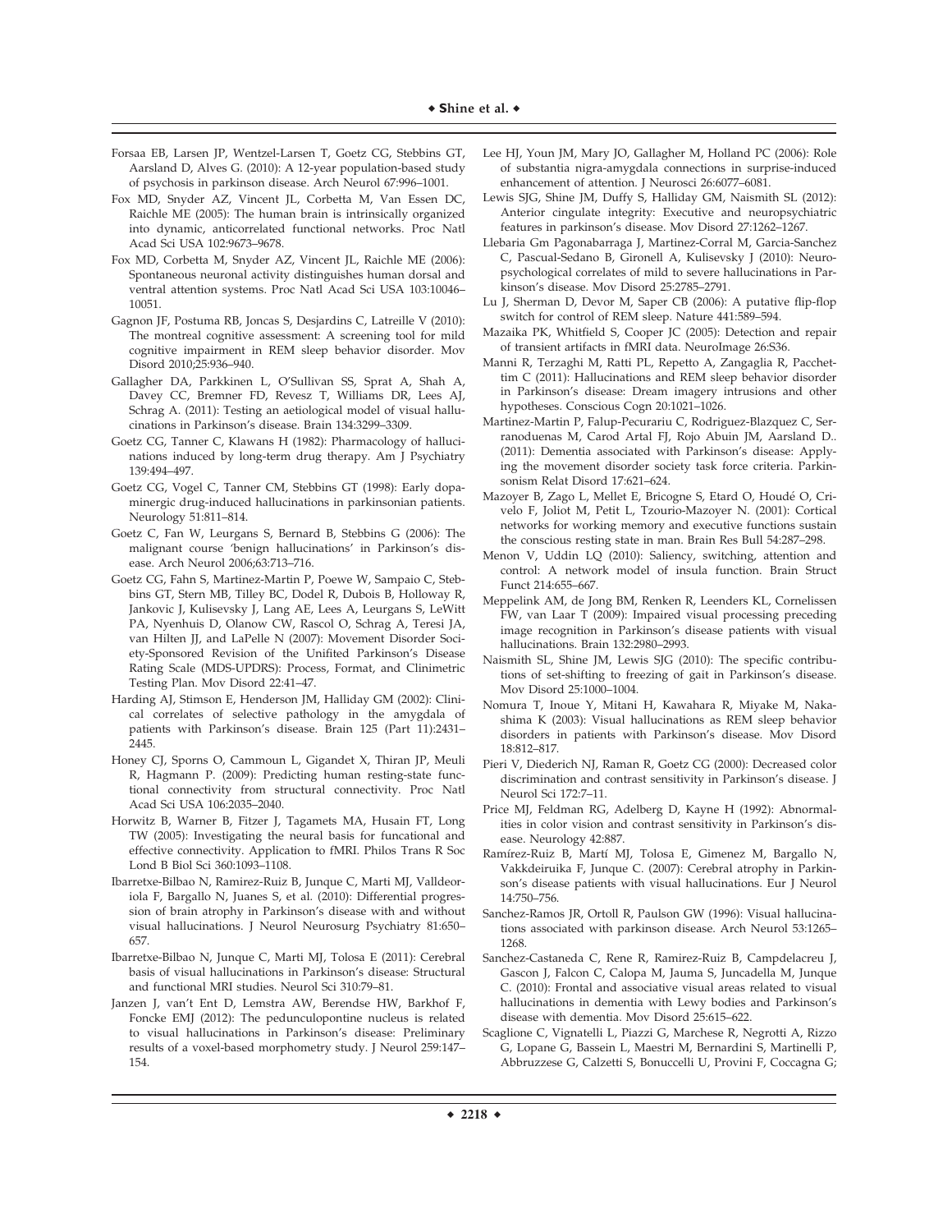Forsaa EB, Larsen JP, Wentzel-Larsen T, Goetz CG, Stebbins GT, Aarsland D, Alves G. (2010): A 12-year population-based study of psychosis in parkinson disease. Arch Neurol 67:996–1001.

Fox MD, Snyder AZ, Vincent JL, Corbetta M, Van Essen DC, Raichle ME (2005): The human brain is intrinsically organized into dynamic, anticorrelated functional networks. Proc Natl Acad Sci USA 102:9673–9678.

Fox MD, Corbetta M, Snyder AZ, Vincent JL, Raichle ME (2006): Spontaneous neuronal activity distinguishes human dorsal and ventral attention systems. Proc Natl Acad Sci USA 103:10046–10051.

Gagnon JF, Postuma RB, Joncas S, Desjardins C, Latreille V (2010): The montreal cognitive assessment: A screening tool for mild cognitive impairment in REM sleep behavior disorder. Mov Disord 2010;25:936–940.

Gallagher DA, Parkkinen L, O'Sullivan SS, Sprat A, Shah A, Davey CC, Bremner FD, Revesz T, Williams DR, Lees AJ, Schrag A. (2011): Testing an aetiological model of visual hallucinations in Parkinson's disease. Brain 134:3299–3309.

Goetz CG, Tanner C, Klawans H (1982): Pharmacology of hallucinations induced by long-term drug therapy. Am J Psychiatry 139:494–497.

Goetz CG, Vogel C, Tanner CM, Stebbins GT (1998): Early dopaminergic drug-induced hallucinations in parkinsonian patients. Neurology 51:811–814.

Goetz C, Fan W, Leurgans S, Bernard B, Stebbins G (2006): The malignant course 'benign hallucinations' in Parkinson's disease. Arch Neurol 2006;63:713–716.

Goetz CG, Fahn S, Martinez-Martin P, Poewe W, Sampaio C, Stebbins GT, Stern MB, Tilley BC, Dodel R, Dubois B, Holloway R, Jankovic J, Kulisevsky J, Lang AE, Lees A, Leurgans S, LeWitt PA, Nyenhuis D, Olanow CW, Rascol O, Schrag A, Teresi JA, van Hilten JJ, and LaPelle N (2007): Movement Disorder Society-Sponsored Revision of the Unified Parkinson's Disease Rating Scale (MDS-UPDRS): Process, Format, and Clinimetric Testing Plan. Mov Disord 22:41–47.

Harding AJ, Stimson E, Henderson JM, Halliday GM (2002): Clinical correlates of selective pathology in the amygdala of patients with Parkinson's disease. Brain 125 (Part 11):2431–2445.

Honey CJ, Sporns O, Cammoun L, Gigandet X, Thiran JP, Meuli R, Hagmann P. (2009): Predicting human resting-state functional connectivity from structural connectivity. Proc Natl Acad Sci USA 106:2035–2040.

Horwitz B, Warner B, Fitzer J, Tagamets MA, Husain FT, Long TW (2005): Investigating the neural basis for funcational and effective connectivity. Application to fMRI. Philos Trans R Soc Lond B Biol Sci 360:1093–1108.

Ibarretxe-Bilbao N, Ramirez-Ruiz B, Junque C, Marti MJ, Valldeoriola F, Bargallo N, Juanes S, et al. (2010): Differential progression of brain atrophy in Parkinson's disease with and without visual hallucinations. J Neurol Neurosurg Psychiatry 81:650–657.

Ibarretxe-Bilbao N, Junque C, Marti MJ, Tolosa E (2011): Cerebral basis of visual hallucinations in Parkinson's disease: Structural and functional MRI studies. Neurol Sci 310:79–81.

Janzen J, van't Ent D, Lemstra AW, Berendse HW, Barkhof F, Foncke EMJ (2012): The pedunculopontine nucleus is related to visual hallucinations in Parkinson's disease: Preliminary results of a voxel-based morphometry study. J Neurol 259:147–154.

Lee HJ, Youn JM, Mary JO, Gallagher M, Holland PC (2006): Role of substantia nigra-amygdala connections in surprise-induced enhancement of attention. J Neurosci 26:6077–6081.

Lewis SJG, Shine JM, Duffy S, Halliday GM, Naismith SL (2012): Anterior cingulate integrity: Executive and neuropsychiatric features in parkinson's disease. Mov Disord 27:1262–1267.

Llebaria Gm Pagonabarraga J, Martinez-Corral M, Garcia-Sanchez C, Pascual-Sedano B, Gironell A, Kulisevsky J (2010): Neuropsychological correlates of mild to severe hallucinations in Parkinson's disease. Mov Disord 25:2785–2791.

Lu J, Sherman D, Devor M, Saper CB (2006): A putative flip-flop switch for control of REM sleep. Nature 441:589–594.

Mazaika PK, Whitfield S, Cooper JC (2005): Detection and repair of transient artifacts in fMRI data. NeuroImage 26:S36.

Manni R, Terzaghi M, Ratti PL, Repetto A, Zangaglia R, Pacchettim C (2011): Hallucinations and REM sleep behavior disorder in Parkinson's disease: Dream imagery intrusions and other hypotheses. Conscious Cogn 20:1021–1026.

Martinez-Martin P, Falup-Pecurariu C, Rodriguez-Blazquez C, Serranoduenas M, Carod Artal FJ, Rojo Abuin JM, Aarsland D.. (2011): Dementia associated with Parkinson's disease: Applying the movement disorder society task force criteria. Parkinsonism Relat Disord 17:621–624.

Mazoyer B, Zago L, Mellet E, Bricogne S, Etard O, Houdé O, Crivelo F, Joliot M, Petit L, Tzourio-Mazoyer N. (2001): Cortical networks for working memory and executive functions sustain the conscious resting state in man. Brain Res Bull 54:287–298.

Menon V, Uddin LQ (2010): Saliency, switching, attention and control: A network model of insula function. Brain Struct Funct 214:655–667.

Meppelink AM, de Jong BM, Renken R, Leenders KL, Cornelissen FW, van Laar T (2009): Impaired visual processing preceding image recognition in Parkinson's disease patients with visual hallucinations. Brain 132:2980–2993.

Naismith SL, Shine JM, Lewis SJG (2010): The specific contributions of set-shifting to freezing of gait in Parkinson's disease. Mov Disord 25:1000–1004.

Nomura T, Inoue Y, Mitani H, Kawahara R, Miyake M, Nakashima K (2003): Visual hallucinations as REM sleep behavior disorders in patients with Parkinson's disease. Mov Disord 18:812–817.

Pieri V, Diederich NJ, Raman R, Goetz CG (2000): Decreased color discrimination and contrast sensitivity in Parkinson's disease. J Neurol Sci 172:7–11.

Price MJ, Feldman RG, Adelberg D, Kayne H (1992): Abnormalities in color vision and contrast sensitivity in Parkinson's disease. Neurology 42:887.

Ramírez-Ruiz B, Martí MJ, Tolosa E, Gimenez M, Bargallo N, Vakkdeiruika F, Junque C. (2007): Cerebral atrophy in Parkinson's disease patients with visual hallucinations. Eur J Neurol 14:750–756.

Sanchez-Ramos JR, Ortoll R, Paulson GW (1996): Visual hallucinations associated with parkinson disease. Arch Neurol 53:1265–1268.

Sanchez-Castaneda C, Rene R, Ramirez-Ruiz B, Campdelacreu J, Gascon J, Falcon C, Calopa M, Jauma S, Juncadella M, Junque C. (2010): Frontal and associative visual areas related to visual hallucinations in dementia with Lewy bodies and Parkinson's disease with dementia. Mov Disord 25:615–622.

Scaglione C, Vignatelli L, Piazzi G, Marchese R, Negrotti A, Rizzo G, Lopane G, Bassein L, Maestri M, Bernardini S, Martinelli P, Abbruzzese G, Calzetti S, Bonuccelli U, Provini F, Coccagna G;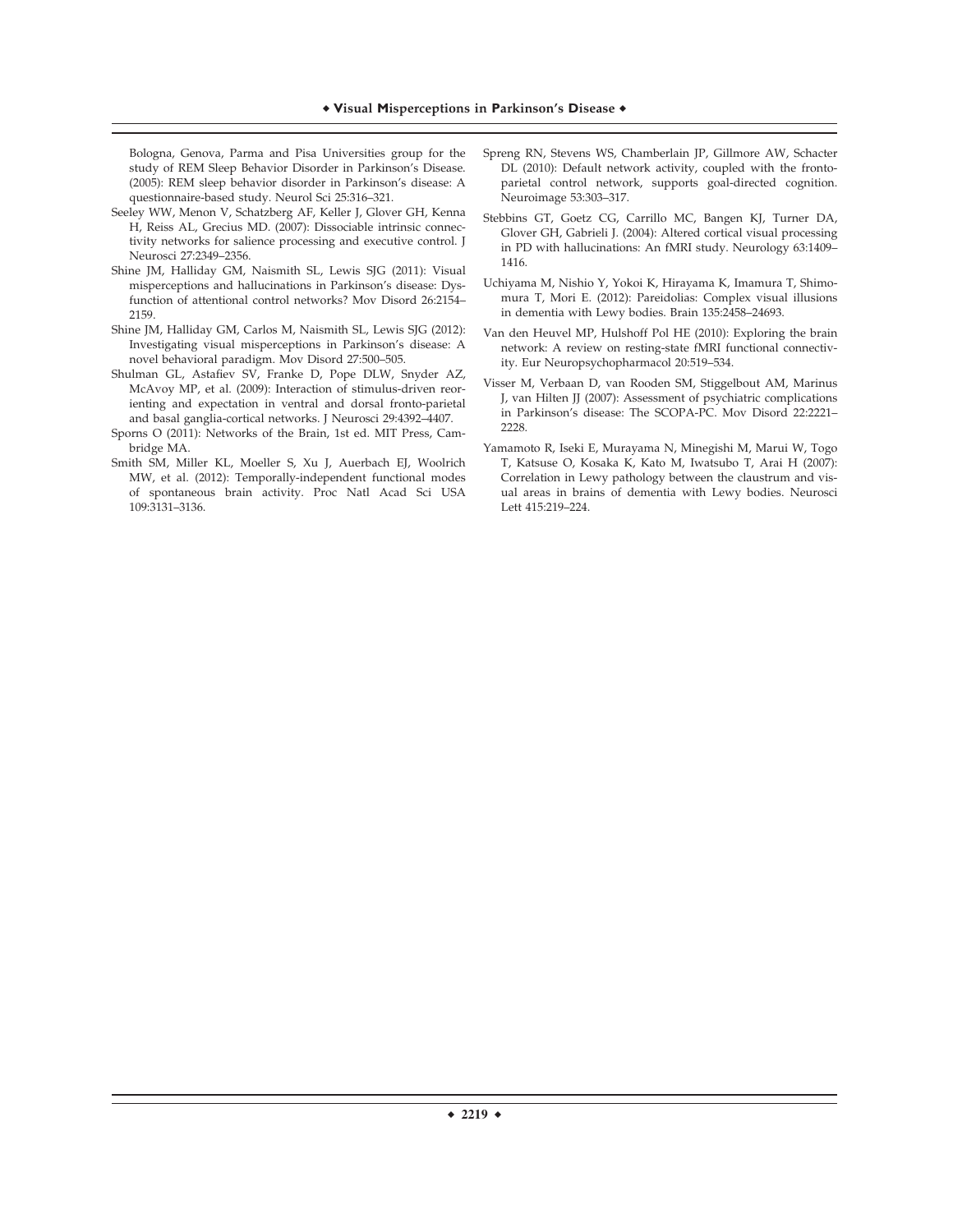Bologna, Genova, Parma and Pisa Universities group for the study of REM Sleep Behavior Disorder in Parkinson's Disease. (2005): REM sleep behavior disorder in Parkinson's disease: A questionnaire-based study. Neurol Sci 25:316–321.

Seeley WW, Menon V, Schatzberg AF, Keller J, Glover GH, Kenna H, Reiss AL, Grecius MD. (2007): Dissociable intrinsic connectivity networks for salience processing and executive control. J Neurosci 27:2349–2356.

Shine JM, Halliday GM, Naismith SL, Lewis SJG (2011): Visual misperceptions and hallucinations in Parkinson's disease: Dysfunction of attentional control networks? Mov Disord 26:2154–2159.

Shine JM, Halliday GM, Carlos M, Naismith SL, Lewis SJG (2012): Investigating visual misperceptions in Parkinson's disease: A novel behavioral paradigm. Mov Disord 27:500–505.

Shulman GL, Astafiev SV, Franke D, Pope DLW, Snyder AZ, McAvoy MP, et al. (2009): Interaction of stimulus-driven reorienting and expectation in ventral and dorsal fronto-parietal and basal ganglia-cortical networks. J Neurosci 29:4392–4407.

Sporns O (2011): Networks of the Brain, 1st ed. MIT Press, Cambridge MA.

Smith SM, Miller KL, Moeller S, Xu J, Auerbach EJ, Woolrich MW, et al. (2012): Temporally-independent functional modes of spontaneous brain activity. Proc Natl Acad Sci USA 109:3131–3136.

Spreng RN, Stevens WS, Chamberlain JP, Gillmore AW, Schacter DL (2010): Default network activity, coupled with the frontoparietal control network, supports goal-directed cognition. Neuroimage 53:303–317.

Stebbins GT, Goetz CG, Carrillo MC, Bangen KJ, Turner DA, Glover GH, Gabrieli J. (2004): Altered cortical visual processing in PD with hallucinations: An fMRI study. Neurology 63:1409–1416.

Uchiyama M, Nishio Y, Yokoi K, Hirayama K, Imamura T, Shimomura T, Mori E. (2012): Pareidolias: Complex visual illusions in dementia with Lewy bodies. Brain 135:2458–24693.

Van den Heuvel MP, Hulshoff Pol HE (2010): Exploring the brain network: A review on resting-state fMRI functional connectivity. Eur Neuropsychopharmacol 20:519–534.

Visser M, Verbaan D, van Rooden SM, Stiggelbout AM, Marinus J, van Hilten JJ (2007): Assessment of psychiatric complications in Parkinson's disease: The SCOPA-PC. Mov Disord 22:2221–2228.

Yamamoto R, Iseki E, Murayama N, Minegishi M, Marui W, Togo T, Katsuse O, Kosaka K, Kato M, Iwatsubo T, Arai H (2007): Correlation in Lewy pathology between the claustrum and visual areas in brains of dementia with Lewy bodies. Neurosci Lett 415:219–224.